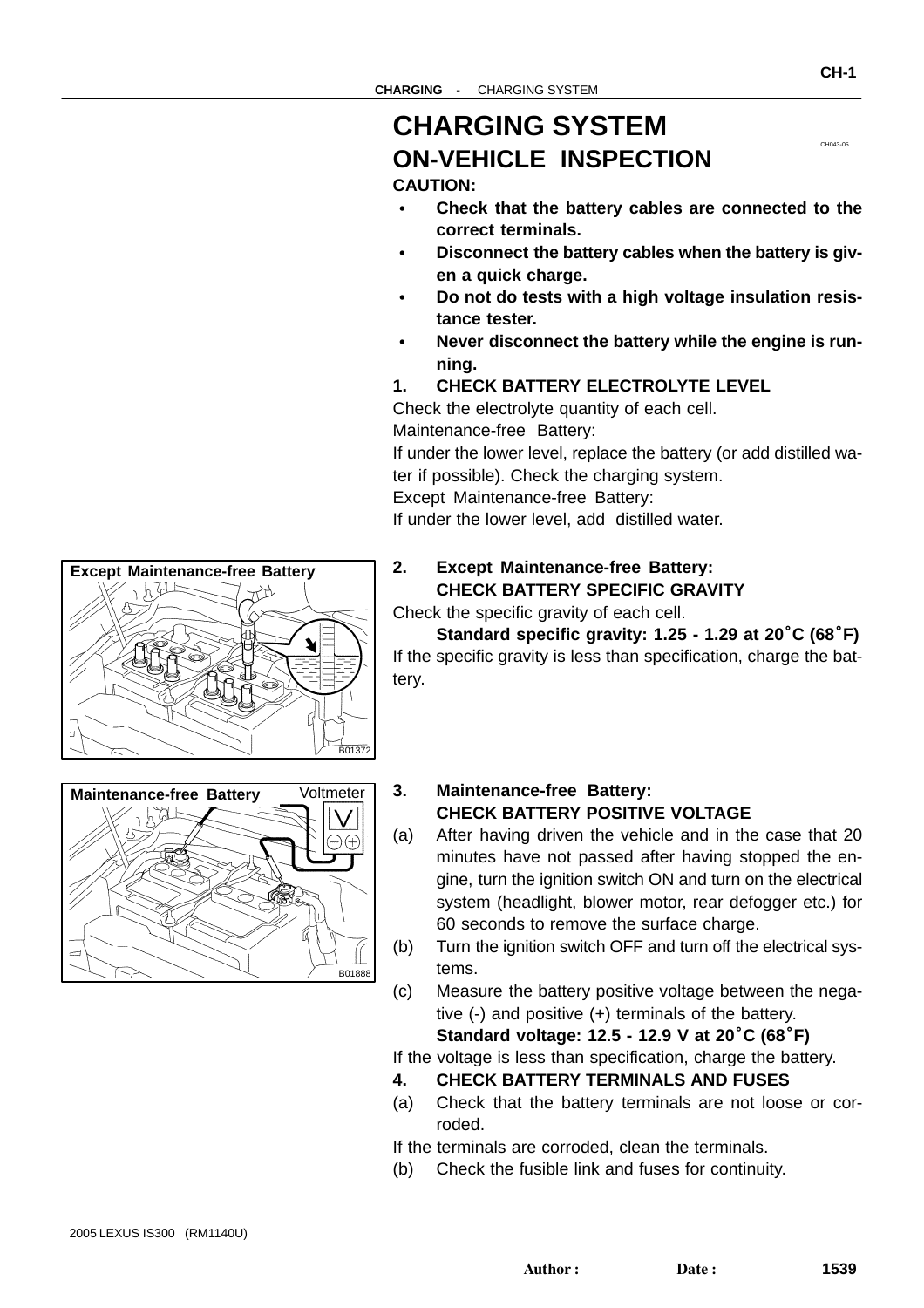# CHARGING SYSTEM

## ON-VEHICLE INSPECTION

**CAUTION:**

- **Check that the battery cables are connected to the correct terminals.**
- **Disconnect the battery cables when the battery is given a quick charge.**
- **Do not do tests with a high voltage insulation resistance tester.**
- **Never disconnect the battery while the engine is running.**

### 1. CHECK BATTERY ELECTROLYTE LEVEL

Check the electrolyte quantity of each cell.

Maintenance-free Battery:

If under the lower level, replace the battery (or add distilled water if possible). Check the charging system.

Except Maintenance-free Battery:

If under the lower level, add distilled water.

### 2. Except Maintenance-free Battery: CHECK BATTERY SPECIFIC GRAVITY

Except Maintenance-free Battery

B01372

Check the specific gravity of each cell.

**Standard specific gravity: 1.25 - 1.29 at 20°C (68°F)**

If the specific gravity is less than specification, charge the battery.

### 3. Maintenance-free Battery: CHECK BATTERY POSITIVE VOLTAGE

Maintenance-free Battery

Voltmeter

B01888

(a) After having driven the vehicle and in the case that 20 minutes have not passed after having stopped the engine, turn the ignition switch ON and turn on the electrical system (headlight, blower motor, rear defogger etc.) for 60 seconds to remove the surface charge.

(b) Turn the ignition switch OFF and turn off the electrical systems.

(c) Measure the battery positive voltage between the negative (-) and positive (+) terminals of the battery.

**Standard voltage: 12.5 - 12.9 V at 20°C (68°F)**

If the voltage is less than specification, charge the battery.

### 4. CHECK BATTERY TERMINALS AND FUSES

(a) Check that the battery terminals are not loose or corroded.

If the terminals are corroded, clean the terminals.

(b) Check the fusible link and fuses for continuity.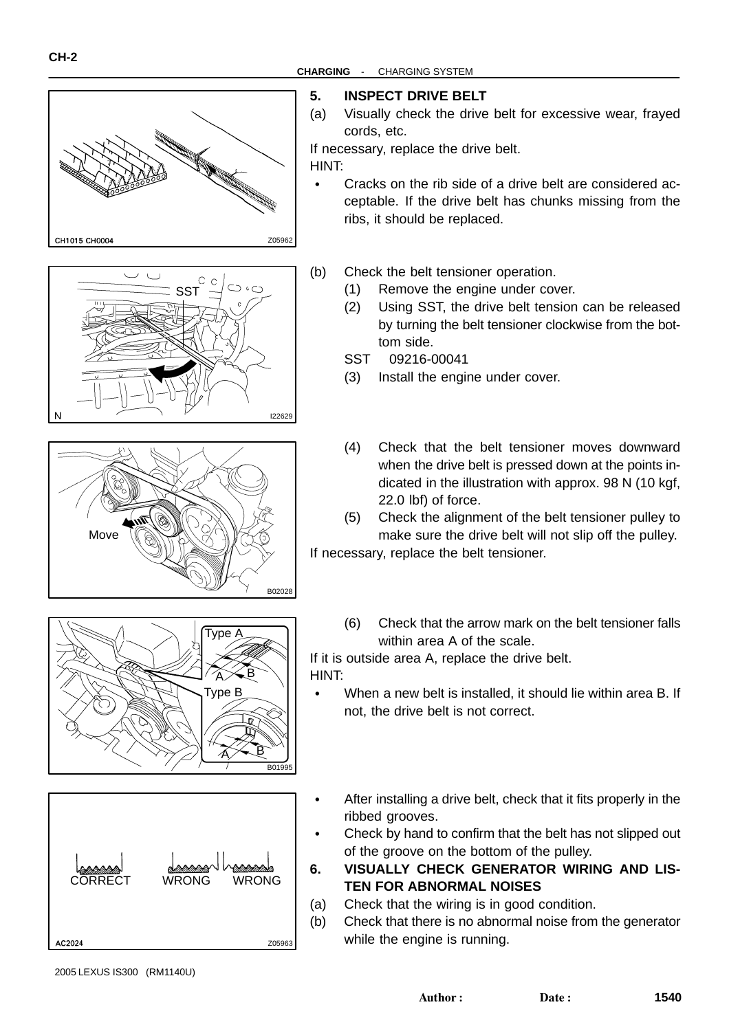## 5. INSPECT DRIVE BELT

(a) Visually check the drive belt for excessive wear, frayed cords, etc.

If necessary, replace the drive belt.

HINT:

- Cracks on the rib side of a drive belt are considered acceptable. If the drive belt has chunks missing from the ribs, it should be replaced.

(b) Check the belt tensioner operation.

(1) Remove the engine under cover.

(2) Using SST, the drive belt tension can be released by turning the belt tensioner clockwise from the bottom side.

SST 09216-00041

(3) Install the engine under cover.

(4) Check that the belt tensioner moves downward when the drive belt is pressed down at the points indicated in the illustration with approx. 98 N (10 kgf, 22.0 lbf) of force.

(5) Check the alignment of the belt tensioner pulley to make sure the drive belt will not slip off the pulley.

If necessary, replace the belt tensioner.

(6) Check that the arrow mark on the belt tensioner falls within area A of the scale.

If it is outside area A, replace the drive belt.

HINT:

- When a new belt is installed, it should lie within area B. If not, the drive belt is not correct.
- After installing a drive belt, check that it fits properly in the ribbed grooves.
- Check by hand to confirm that the belt has not slipped out of the groove on the bottom of the pulley.

## 6. VISUALLY CHECK GENERATOR WIRING AND LISTEN FOR ABNORMAL NOISES

(a) Check that the wiring is in good condition.

(b) Check that there is no abnormal noise from the generator while the engine is running.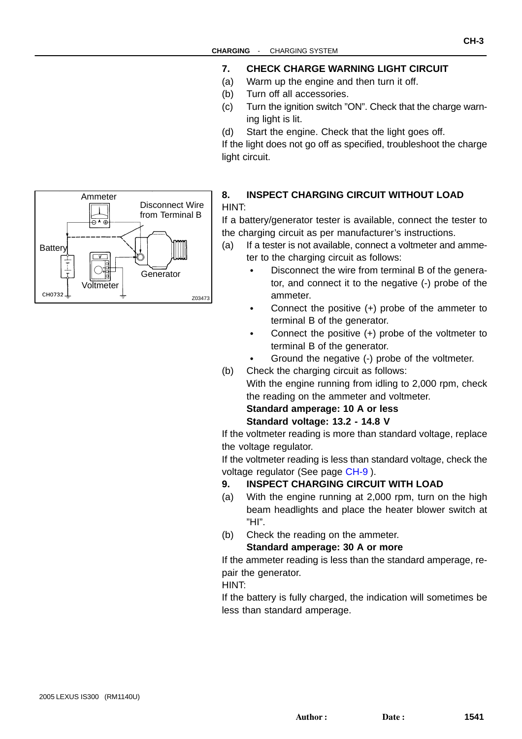### 7. CHECK CHARGE WARNING LIGHT CIRCUIT

(a) Warm up the engine and then turn it off.

(b) Turn off all accessories.

(c) Turn the ignition switch "ON". Check that the charge warning light is lit.

(d) Start the engine. Check that the light goes off.

If the light does not go off as specified, troubleshoot the charge light circuit.

### 8. INSPECT CHARGING CIRCUIT WITHOUT LOAD

HINT:

If a battery/generator tester is available, connect the tester to the charging circuit as per manufacturer's instructions.

(a) If a tester is not available, connect a voltmeter and ammeter to the charging circuit as follows:

- Disconnect the wire from terminal B of the generator, and connect it to the negative (-) probe of the ammeter.
- Connect the positive (+) probe of the ammeter to terminal B of the generator.
- Connect the positive (+) probe of the voltmeter to terminal B of the generator.
- Ground the negative (-) probe of the voltmeter.

(b) Check the charging circuit as follows:

With the engine running from idling to 2,000 rpm, check the reading on the ammeter and voltmeter.

**Standard amperage: 10 A or less**

**Standard voltage: 13.2 - 14.8 V**

If the voltmeter reading is more than standard voltage, replace the voltage regulator.

If the voltmeter reading is less than standard voltage, check the voltage regulator (See page CH-9 ).

### 9. INSPECT CHARGING CIRCUIT WITH LOAD

(a) With the engine running at 2,000 rpm, turn on the high beam headlights and place the heater blower switch at "HI".

(b) Check the reading on the ammeter.

**Standard amperage: 30 A or more**

If the ammeter reading is less than the standard amperage, repair the generator.

HINT:

If the battery is fully charged, the indication will sometimes be less than standard amperage.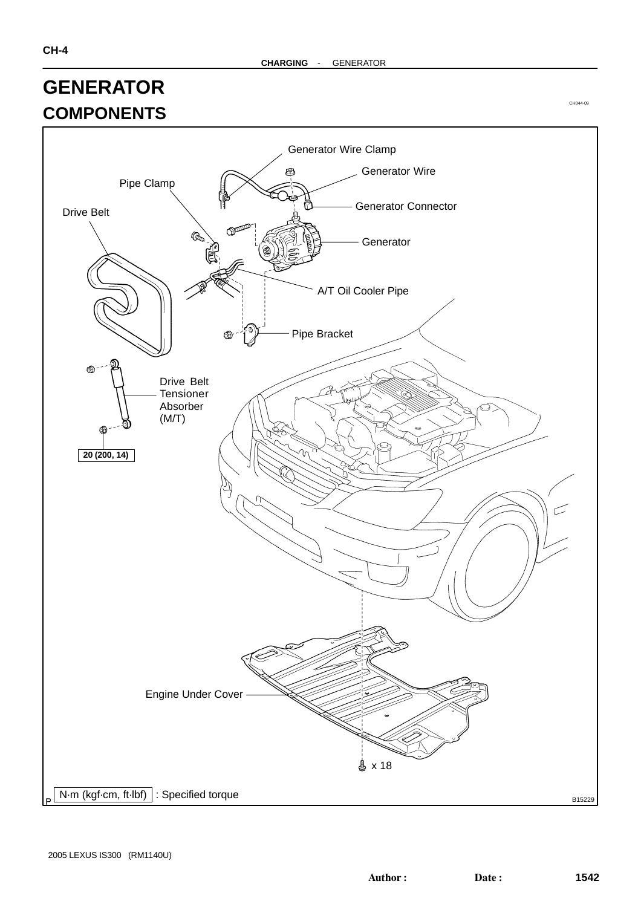# GENERATOR

## COMPONENTS

CH044-09

Generator Wire Clamp

Generator Wire

Pipe Clamp

Generator Connector

Drive Belt

Generator

A/T Oil Cooler Pipe

Pipe Bracket

Drive Belt Tensioner Absorber (M/T)

20 (200, 14)

Engine Under Cover

x 18

N·m (kgf·cm, ft·lbf) : Specified torque

B15229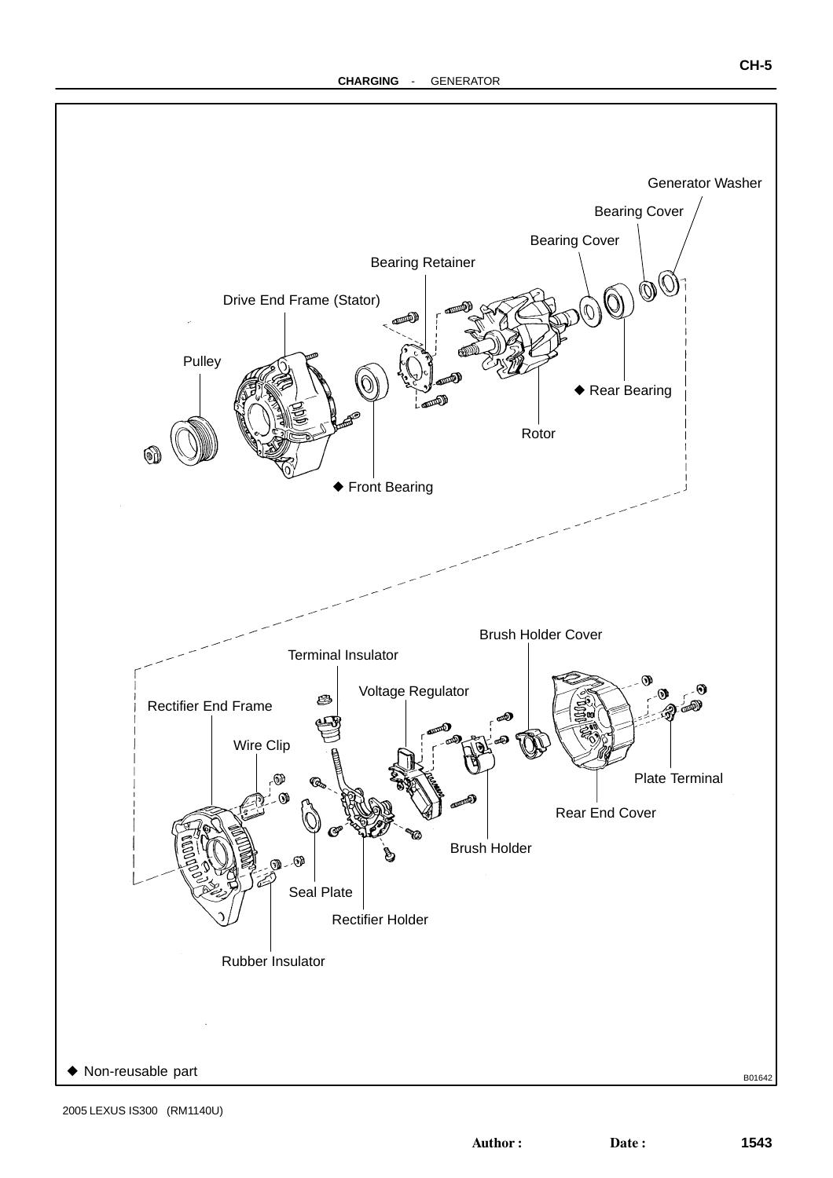Generator Washer

Bearing Cover

Bearing Cover

Bearing Retainer

Drive End Frame (Stator)

Pulley

◆ Rear Bearing

Rotor

◆ Front Bearing

Brush Holder Cover

Terminal Insulator

Voltage Regulator

Rectifier End Frame

Wire Clip

Plate Terminal

Rear End Cover

Brush Holder

Seal Plate

Rectifier Holder

Rubber Insulator

◆ Non-reusable part

B01642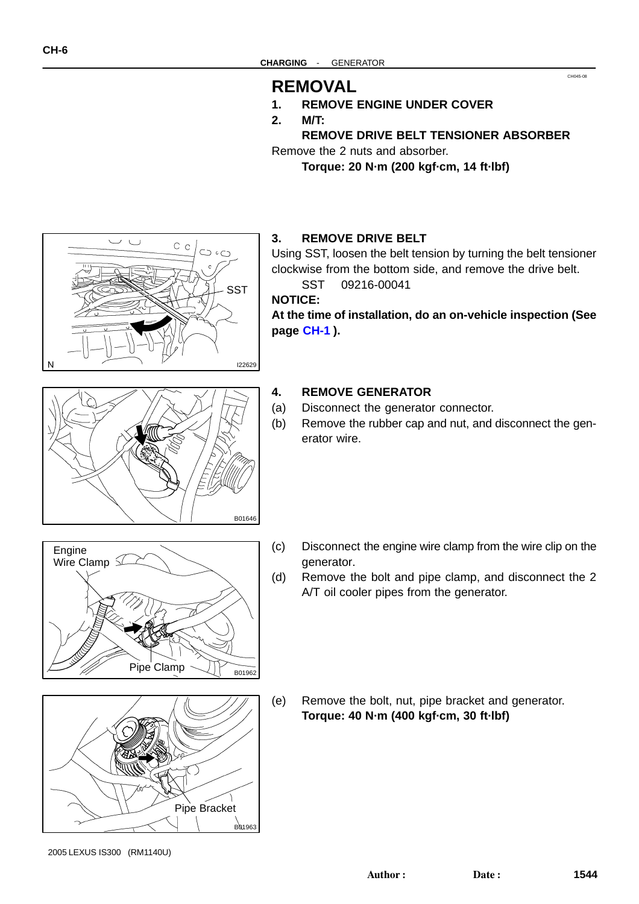# REMOVAL

1. **REMOVE ENGINE UNDER COVER**
2. **M/T:**
   **REMOVE DRIVE BELT TENSIONER ABSORBER**

Remove the 2 nuts and absorber.

**Torque: 20 N·m (200 kgf·cm, 14 ft·lbf)**

3. **REMOVE DRIVE BELT**

Using SST, loosen the belt tension by turning the belt tensioner clockwise from the bottom side, and remove the drive belt.

SST 09216-00041

**NOTICE:**

**At the time of installation, do an on-vehicle inspection (See page CH-1 ).**

4. **REMOVE GENERATOR**

(a) Disconnect the generator connector.

(b) Remove the rubber cap and nut, and disconnect the generator wire.

(c) Disconnect the engine wire clamp from the wire clip on the generator.

(d) Remove the bolt and pipe clamp, and disconnect the 2 A/T oil cooler pipes from the generator.

(e) Remove the bolt, nut, pipe bracket and generator.

**Torque: 40 N·m (400 kgf·cm, 30 ft·lbf)**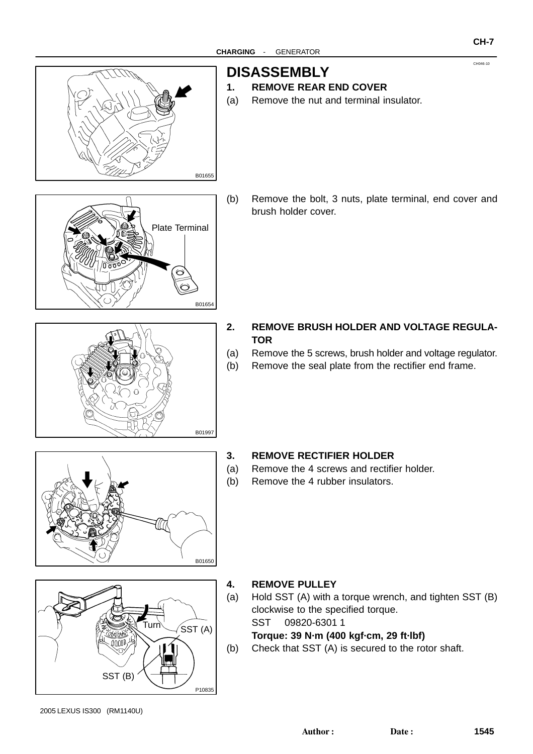# DISASSEMBLY

CH046-10

## 1. REMOVE REAR END COVER

(a) Remove the nut and terminal insulator.

B01655

(b) Remove the bolt, 3 nuts, plate terminal, end cover and brush holder cover.

Plate Terminal

B01654

## 2. REMOVE BRUSH HOLDER AND VOLTAGE REGULATOR

(a) Remove the 5 screws, brush holder and voltage regulator.

(b) Remove the seal plate from the rectifier end frame.

B01997

## 3. REMOVE RECTIFIER HOLDER

(a) Remove the 4 screws and rectifier holder.

(b) Remove the 4 rubber insulators.

B01650

## 4. REMOVE PULLEY

(a) Hold SST (A) with a torque wrench, and tighten SST (B) clockwise to the specified torque.

SST 09820-6301 1

**Torque: 39 N·m (400 kgf·cm, 29 ft·lbf)**

(b) Check that SST (A) is secured to the rotor shaft.

Turn

SST (A)

SST (B)

P10835

2005 LEXUS IS300 (RM1140U)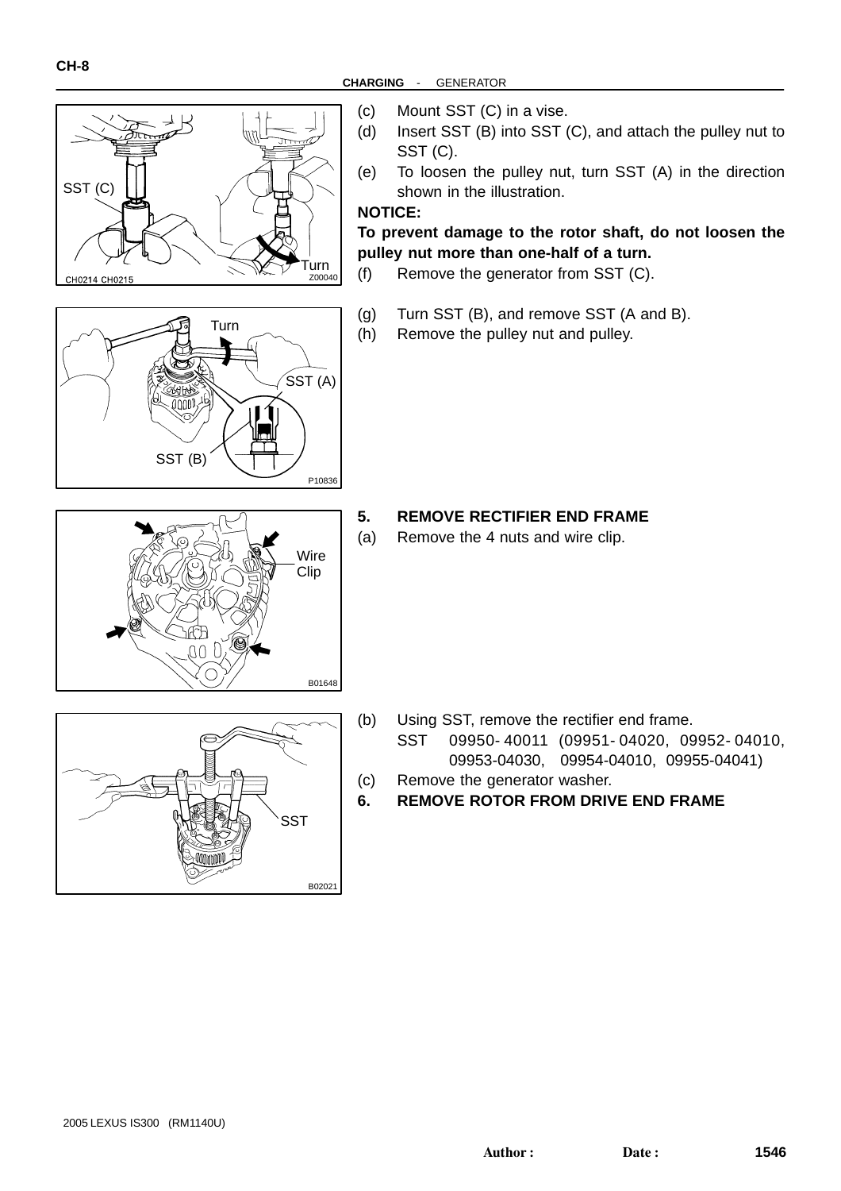(c) Mount SST (C) in a vise.

(d) Insert SST (B) into SST (C), and attach the pulley nut to SST (C).

(e) To loosen the pulley nut, turn SST (A) in the direction shown in the illustration.

**NOTICE:**

**To prevent damage to the rotor shaft, do not loosen the pulley nut more than one-half of a turn.**

(f) Remove the generator from SST (C).

(g) Turn SST (B), and remove SST (A and B).

(h) Remove the pulley nut and pulley.

**5. REMOVE RECTIFIER END FRAME**

(a) Remove the 4 nuts and wire clip.

(b) Using SST, remove the rectifier end frame.
SST 09950-40011 (09951-04020, 09952-04010, 09953-04030, 09954-04010, 09955-04041)

(c) Remove the generator washer.

**6. REMOVE ROTOR FROM DRIVE END FRAME**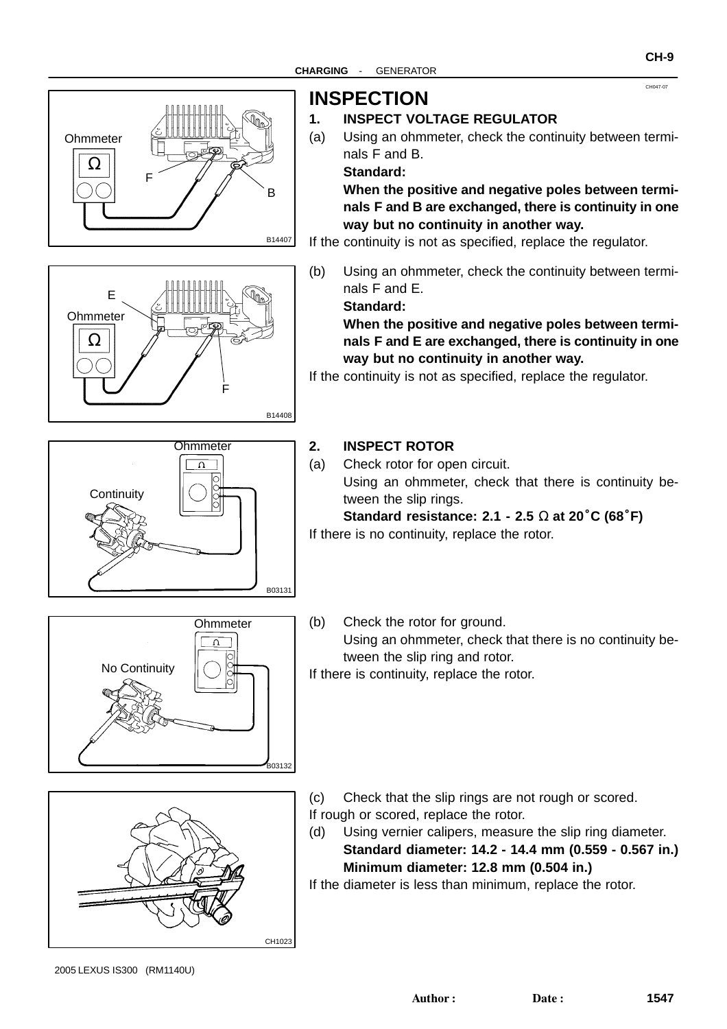# INSPECTION

## 1. INSPECT VOLTAGE REGULATOR

(a) Using an ohmmeter, check the continuity between terminals F and B.

**Standard:**

**When the positive and negative poles between terminals F and B are exchanged, there is continuity in one way but no continuity in another way.**

If the continuity is not as specified, replace the regulator.

(b) Using an ohmmeter, check the continuity between terminals F and E.

**Standard:**

**When the positive and negative poles between terminals F and E are exchanged, there is continuity in one way but no continuity in another way.**

If the continuity is not as specified, replace the regulator.

## 2. INSPECT ROTOR

(a) Check rotor for open circuit.

Using an ohmmeter, check that there is continuity between the slip rings.

**Standard resistance: 2.1 - 2.5 Ω at 20°C (68°F)**

If there is no continuity, replace the rotor.

(b) Check the rotor for ground.

Using an ohmmeter, check that there is no continuity between the slip ring and rotor.

If there is continuity, replace the rotor.

(c) Check that the slip rings are not rough or scored.

If rough or scored, replace the rotor.

(d) Using vernier calipers, measure the slip ring diameter.

**Standard diameter: 14.2 - 14.4 mm (0.559 - 0.567 in.)**

**Minimum diameter: 12.8 mm (0.504 in.)**

If the diameter is less than minimum, replace the rotor.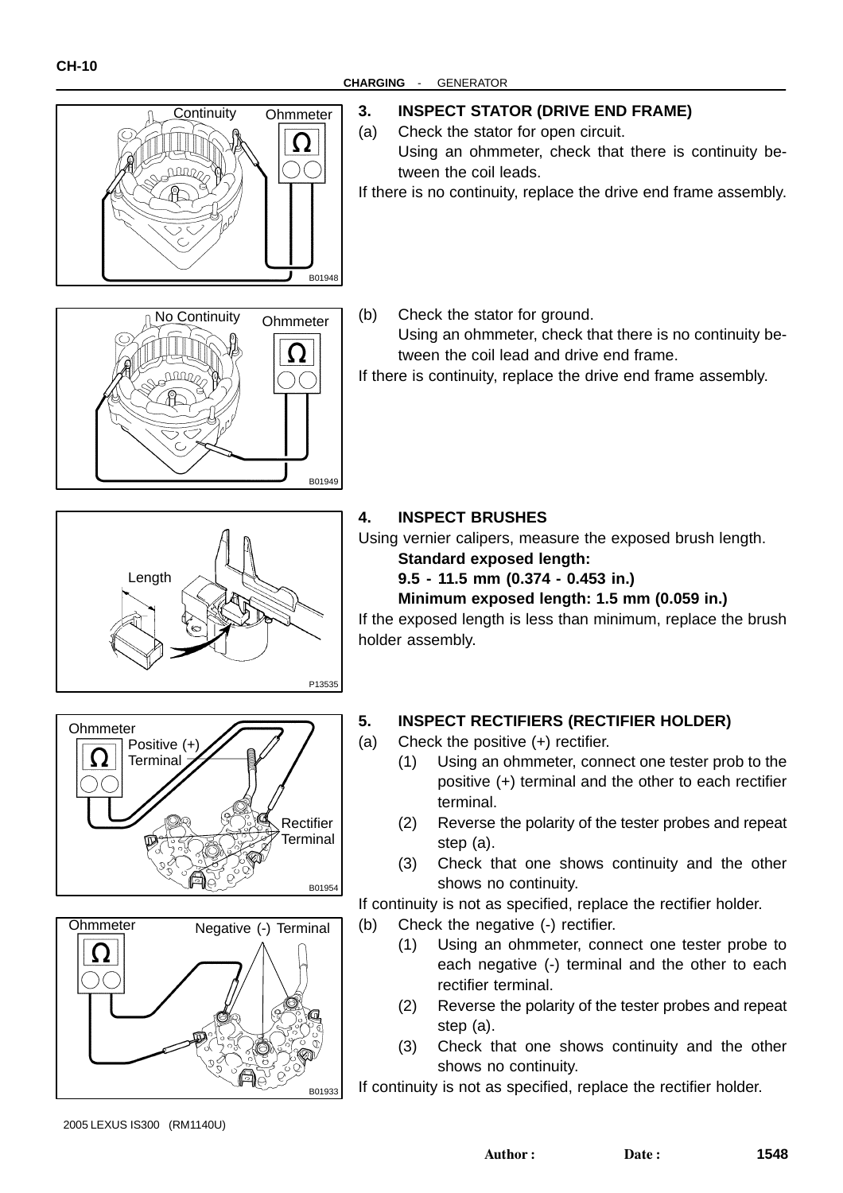### 3. INSPECT STATOR (DRIVE END FRAME)

(a) Check the stator for open circuit.

Using an ohmmeter, check that there is continuity between the coil leads.

If there is no continuity, replace the drive end frame assembly.

(b) Check the stator for ground.

Using an ohmmeter, check that there is no continuity between the coil lead and drive end frame.

If there is continuity, replace the drive end frame assembly.

### 4. INSPECT BRUSHES

Using vernier calipers, measure the exposed brush length.

**Standard exposed length:**

**9.5 - 11.5 mm (0.374 - 0.453 in.)**

**Minimum exposed length: 1.5 mm (0.059 in.)**

If the exposed length is less than minimum, replace the brush holder assembly.

### 5. INSPECT RECTIFIERS (RECTIFIER HOLDER)

(a) Check the positive (+) rectifier.

1. Using an ohmmeter, connect one tester prob to the positive (+) terminal and the other to each rectifier terminal.
2. Reverse the polarity of the tester probes and repeat step (a).
3. Check that one shows continuity and the other shows no continuity.

If continuity is not as specified, replace the rectifier holder.

(b) Check the negative (-) rectifier.

1. Using an ohmmeter, connect one tester probe to each negative (-) terminal and the other to each rectifier terminal.
2. Reverse the polarity of the tester probes and repeat step (a).
3. Check that one shows continuity and the other shows no continuity.

If continuity is not as specified, replace the rectifier holder.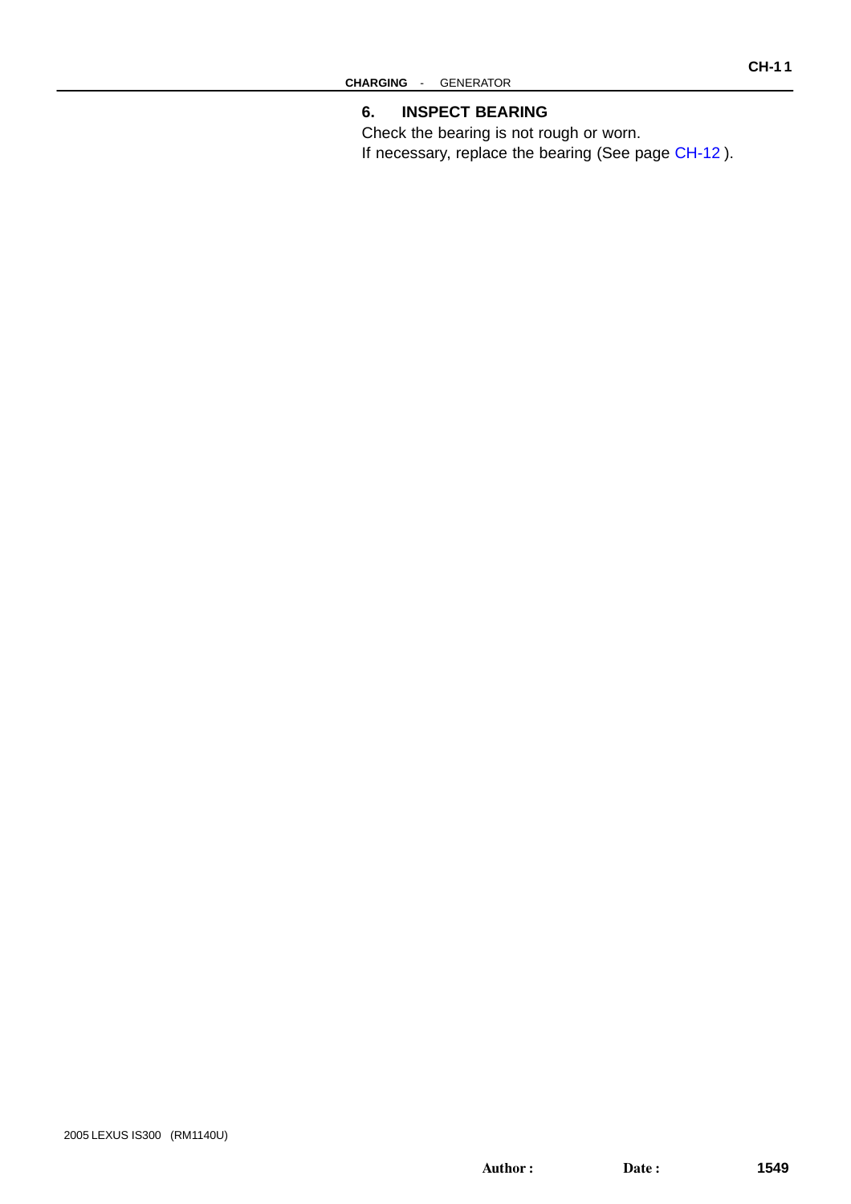### 6. INSPECT BEARING

Check the bearing is not rough or worn.
If necessary, replace the bearing (See page CH-12 ).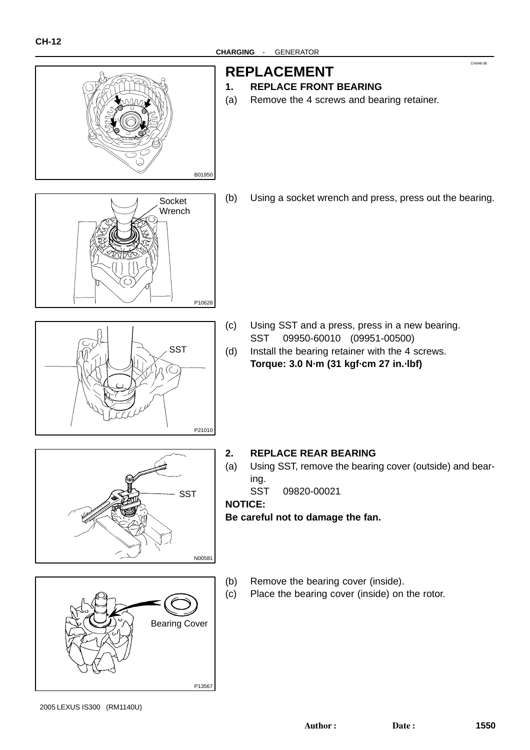# REPLACEMENT

## 1. REPLACE FRONT BEARING

(a) Remove the 4 screws and bearing retainer.

B01950

(b) Using a socket wrench and press, press out the bearing.

Socket Wrench

P10628

(c) Using SST and a press, press in a new bearing.
SST 09950-60010 (09951-00500)

(d) Install the bearing retainer with the 4 screws.
**Torque: 3.0 N·m (31 kgf·cm 27 in.·lbf)**

SST

P21010

## 2. REPLACE REAR BEARING

(a) Using SST, remove the bearing cover (outside) and bearing.
SST 09820-00021

**NOTICE:**
**Be careful not to damage the fan.**

SST

N00581

(b) Remove the bearing cover (inside).

(c) Place the bearing cover (inside) on the rotor.

Bearing Cover

P13567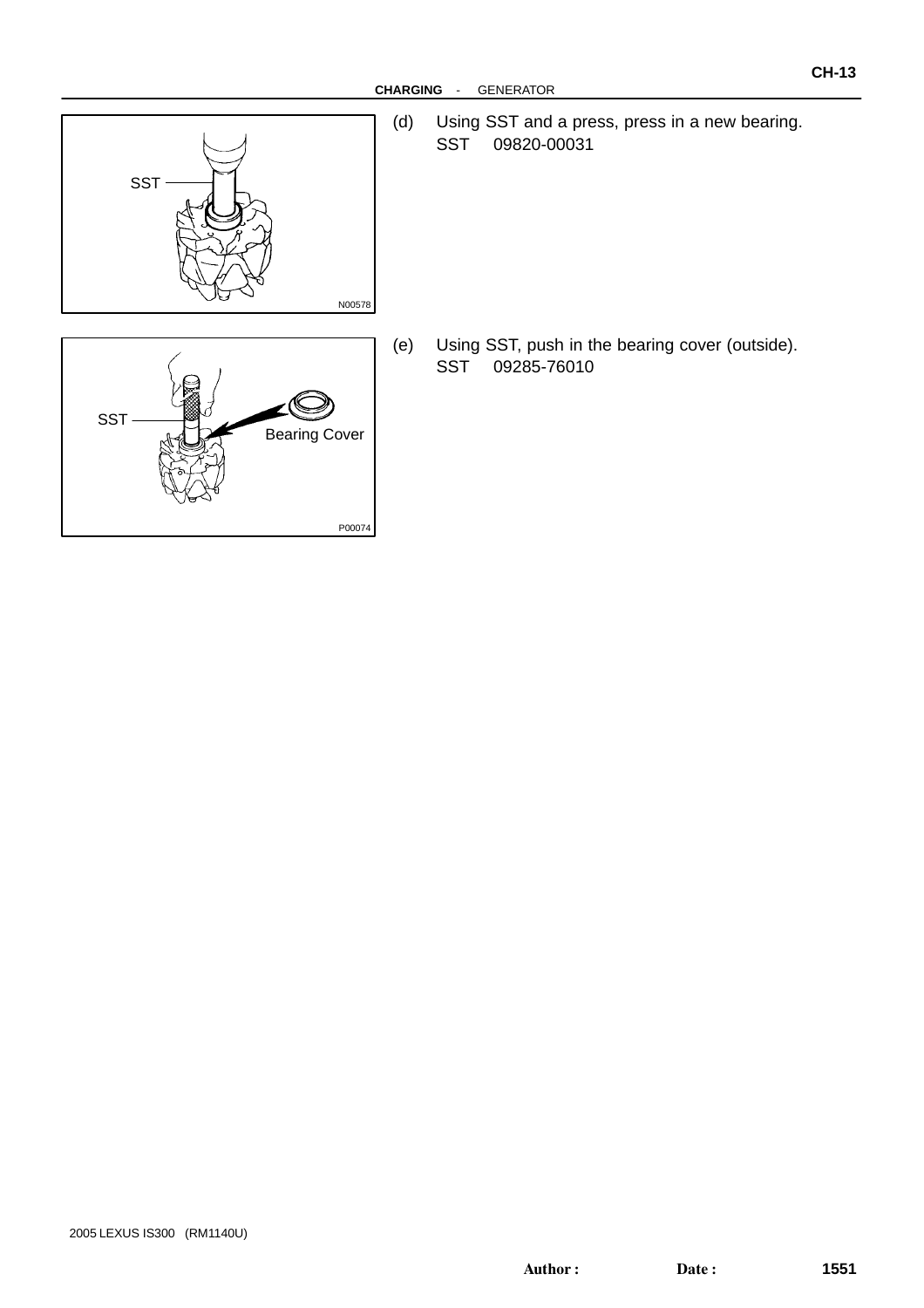(d) Using SST and a press, press in a new bearing.
SST 09820-00031

(e) Using SST, push in the bearing cover (outside).
SST 09285-76010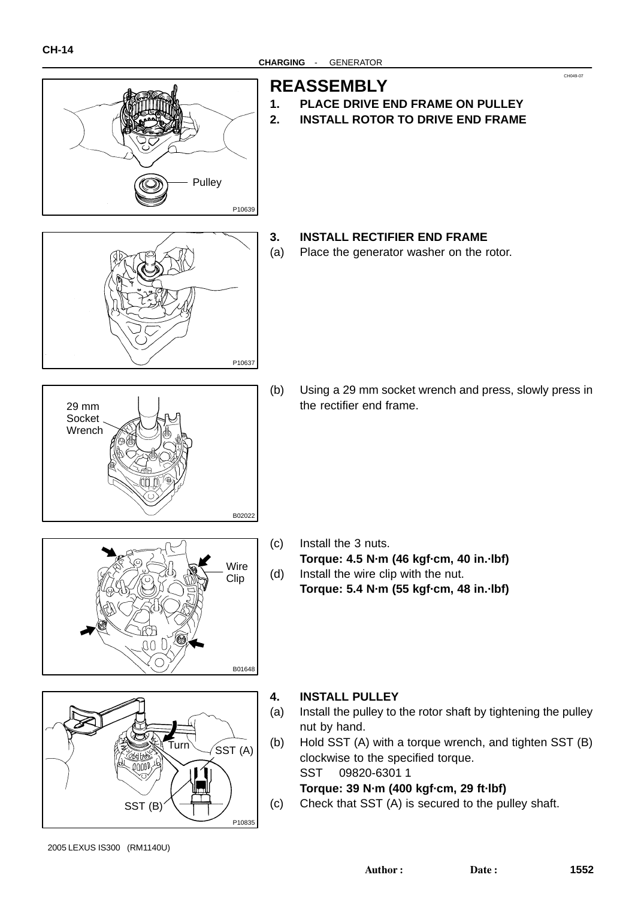# REASSEMBLY

1. **PLACE DRIVE END FRAME ON PULLEY**
2. **INSTALL ROTOR TO DRIVE END FRAME**

3. **INSTALL RECTIFIER END FRAME**

(a) Place the generator washer on the rotor.

(b) Using a 29 mm socket wrench and press, slowly press in the rectifier end frame.

(c) Install the 3 nuts.
**Torque: 4.5 N·m (46 kgf·cm, 40 in.·lbf)**

(d) Install the wire clip with the nut.
**Torque: 5.4 N·m (55 kgf·cm, 48 in.·lbf)**

4. **INSTALL PULLEY**

(a) Install the pulley to the rotor shaft by tightening the pulley nut by hand.

(b) Hold SST (A) with a torque wrench, and tighten SST (B) clockwise to the specified torque.
SST 09820-6301 1
**Torque: 39 N·m (400 kgf·cm, 29 ft·lbf)**

(c) Check that SST (A) is secured to the pulley shaft.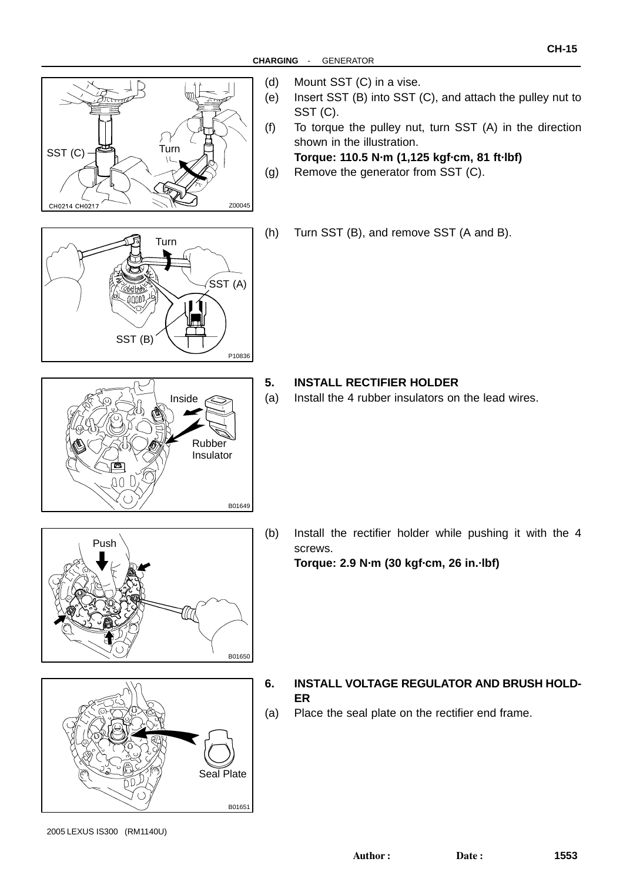(d) Mount SST (C) in a vise.

(e) Insert SST (B) into SST (C), and attach the pulley nut to SST (C).

(f) To torque the pulley nut, turn SST (A) in the direction shown in the illustration.

**Torque: 110.5 N·m (1,125 kgf·cm, 81 ft·lbf)**

(g) Remove the generator from SST (C).

(h) Turn SST (B), and remove SST (A and B).

**5. INSTALL RECTIFIER HOLDER**

(a) Install the 4 rubber insulators on the lead wires.

(b) Install the rectifier holder while pushing it with the 4 screws.

**Torque: 2.9 N·m (30 kgf·cm, 26 in.·lbf)**

**6. INSTALL VOLTAGE REGULATOR AND BRUSH HOLDER**

(a) Place the seal plate on the rectifier end frame.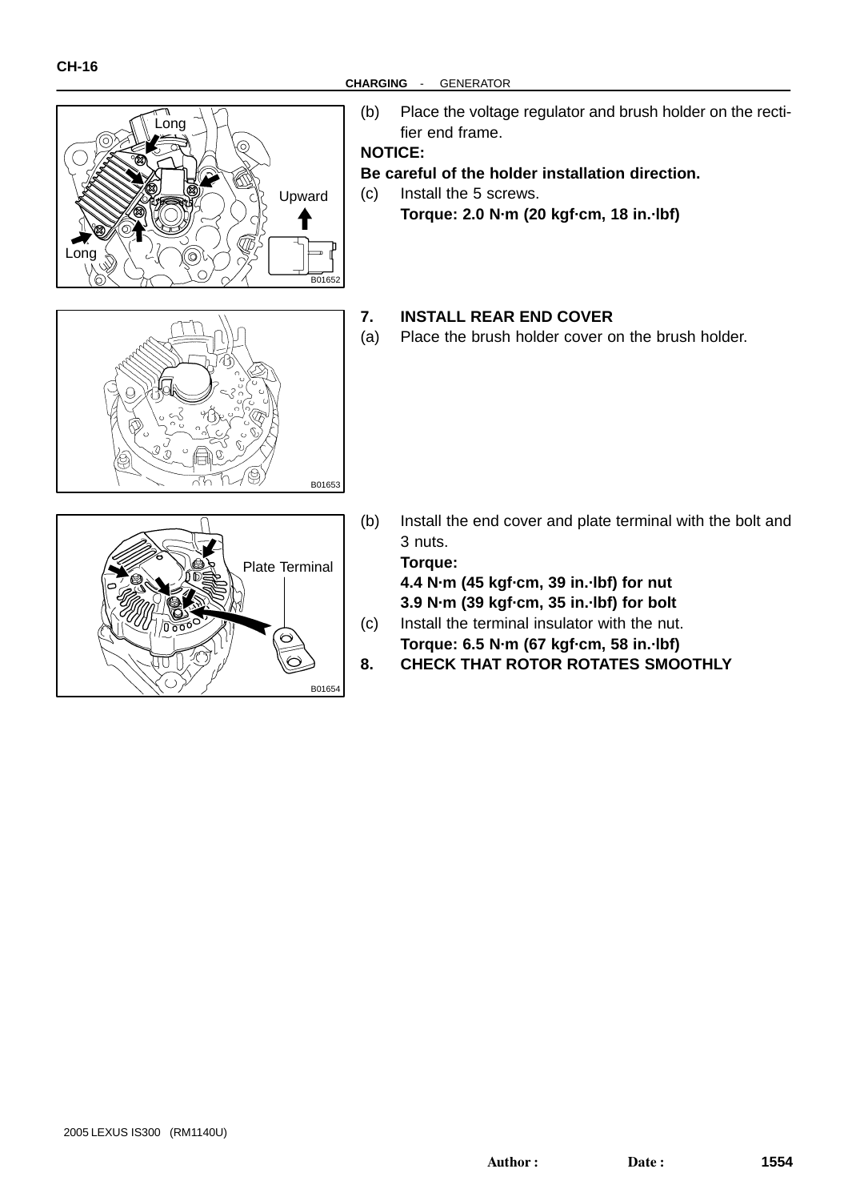(b) Place the voltage regulator and brush holder on the rectifier end frame.

**NOTICE:**

**Be careful of the holder installation direction.**

(c) Install the 5 screws.

**Torque: 2.0 N·m (20 kgf·cm, 18 in.·lbf)**

**7. INSTALL REAR END COVER**

(a) Place the brush holder cover on the brush holder.

(b) Install the end cover and plate terminal with the bolt and 3 nuts.

**Torque:**

**4.4 N·m (45 kgf·cm, 39 in.·lbf) for nut**

**3.9 N·m (39 kgf·cm, 35 in.·lbf) for bolt**

(c) Install the terminal insulator with the nut.

**Torque: 6.5 N·m (67 kgf·cm, 58 in.·lbf)**

**8. CHECK THAT ROTOR ROTATES SMOOTHLY**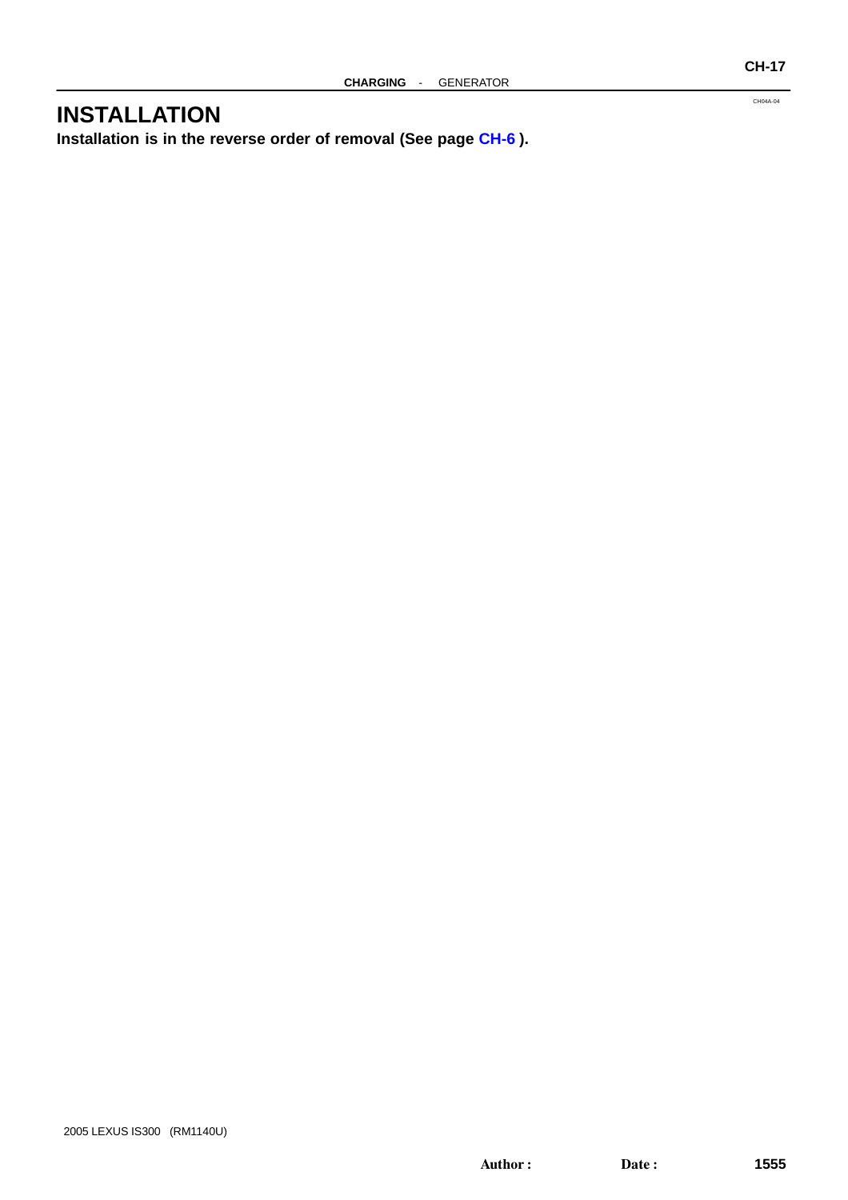# INSTALLATION

**Installation is in the reverse order of removal (See page CH-6 ).**